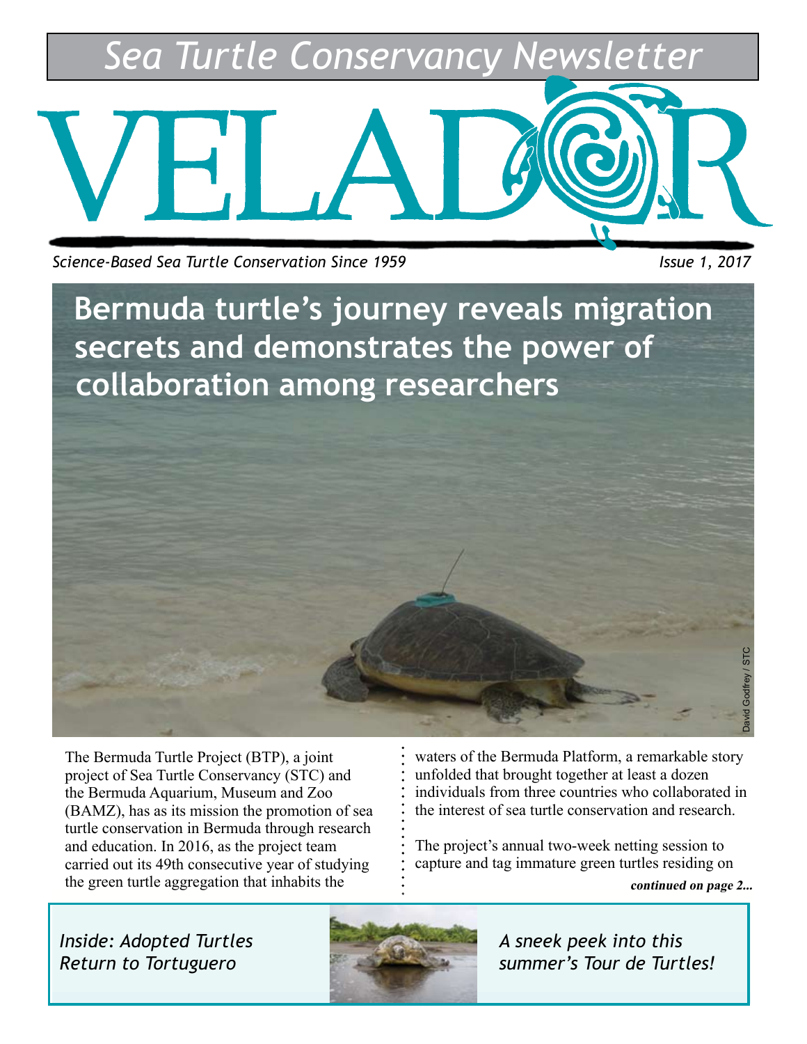Sea Turtle Conservancy Newsletter

# VELADOR

*Science-Based Sea Turtle Conservation Since 1959*

*Issue 1, 2017*

## Bermuda turtle's journey reveals migration secrets and demonstrates the power of collaboration among researchers

David Godfrey / STC

The Bermuda Turtle Project (BTP), a joint project of Sea Turtle Conservancy (STC) and the Bermuda Aquarium, Museum and Zoo (BAMZ), has as its mission the promotion of sea turtle conservation in Bermuda through research and education. In 2016, as the project team carried out its 49th consecutive year of studying the green turtle aggregation that inhabits the waters of the Bermuda Platform, a remarkable story unfolded that brought together at least a dozen individuals from three countries who collaborated in the interest of sea turtle conservation and research.

The project's annual two-week netting session to capture and tag immature green turtles residing on

***continued on page 2...***

*Inside: Adopted Turtles Return to Tortuguero*

*A sneek peek into this summer's Tour de Turtles!*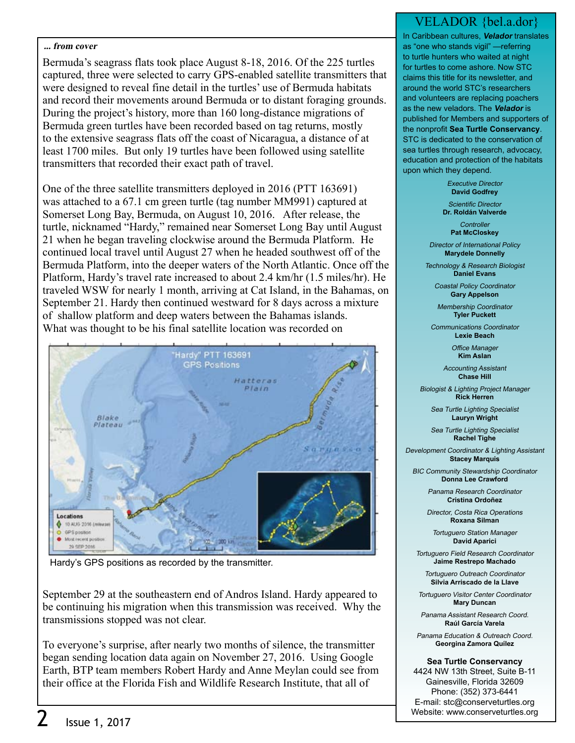*... from cover*

Bermuda's seagrass flats took place August 8-18, 2016. Of the 225 turtles captured, three were selected to carry GPS-enabled satellite transmitters that were designed to reveal fine detail in the turtles' use of Bermuda habitats and record their movements around Bermuda or to distant foraging grounds. During the project's history, more than 160 long-distance migrations of Bermuda green turtles have been recorded based on tag returns, mostly to the extensive seagrass flats off the coast of Nicaragua, a distance of at least 1700 miles. But only 19 turtles have been followed using satellite transmitters that recorded their exact path of travel.

One of the three satellite transmitters deployed in 2016 (PTT 163691) was attached to a 67.1 cm green turtle (tag number MM991) captured at Somerset Long Bay, Bermuda, on August 10, 2016. After release, the turtle, nicknamed "Hardy," remained near Somerset Long Bay until August 21 when he began traveling clockwise around the Bermuda Platform. He continued local travel until August 27 when he headed southwest off of the Bermuda Platform, into the deeper waters of the North Atlantic. Once off the Platform, Hardy's travel rate increased to about 2.4 km/hr (1.5 miles/hr). He traveled WSW for nearly 1 month, arriving at Cat Island, in the Bahamas, on September 21. Hardy then continued westward for 8 days across a mixture of shallow platform and deep waters between the Bahamas islands. What was thought to be his final satellite location was recorded on

Hardy's GPS positions as recorded by the transmitter.

September 29 at the southeastern end of Andros Island. Hardy appeared to be continuing his migration when this transmission was received. Why the transmissions stopped was not clear.

To everyone's surprise, after nearly two months of silence, the transmitter began sending location data again on November 27, 2016. Using Google Earth, BTP team members Robert Hardy and Anne Meylan could see from their office at the Florida Fish and Wildlife Research Institute, that all of

## VELADOR {bel.a.dor}

In Caribbean cultures, ***Velador*** translates as "one who stands vigil" —referring to turtle hunters who waited at night for turtles to come ashore. Now STC claims this title for its newsletter, and around the world STC's researchers and volunteers are replacing poachers as the new veladors. The ***Velador*** is published for Members and supporters of the nonprofit **Sea Turtle Conservancy**. STC is dedicated to the conservation of sea turtles through research, advocacy, education and protection of the habitats upon which they depend.

*Executive Director*
**David Godfrey**

*Scientific Director*
**Dr. Roldán Valverde**

*Controller*
**Pat McCloskey**

*Director of International Policy*
**Marydele Donnelly**

*Technology & Research Biologist*
**Daniel Evans**

*Coastal Policy Coordinator*
**Gary Appelson**

*Membership Coordinator*
**Tyler Puckett**

*Communications Coordinator*
**Lexie Beach**

*Office Manager*
**Kim Aslan**

*Accounting Assistant*
**Chase Hill**

*Biologist & Lighting Project Manager*
**Rick Herren**

*Sea Turtle Lighting Specialist*
**Lauryn Wright**

*Sea Turtle Lighting Specialist*
**Rachel Tighe**

*Development Coordinator & Lighting Assistant*
**Stacey Marquis**

*BIC Community Stewardship Coordinator*
**Donna Lee Crawford**

*Panama Research Coordinator*
**Cristina Ordoñez**

*Director, Costa Rica Operations*
**Roxana Silman**

*Tortuguero Station Manager*
**David Aparici**

*Tortuguero Field Research Coordinator*
**Jaime Restrepo Machado**

*Tortuguero Outreach Coordinator*
**Silvia Arriscado de la Llave**

*Tortuguero Visitor Center Coordinator*
**Mary Duncan**

*Panama Assistant Research Coord.*
**Raúl García Varela**

*Panama Education & Outreach Coord.*
**Georgina Zamora Quílez**

**Sea Turtle Conservancy**
4424 NW 13th Street, Suite B-11
Gainesville, Florida 32609
Phone: (352) 373-6441
E-mail: stc@conserveturtles.org
Website: www.conserveturtles.org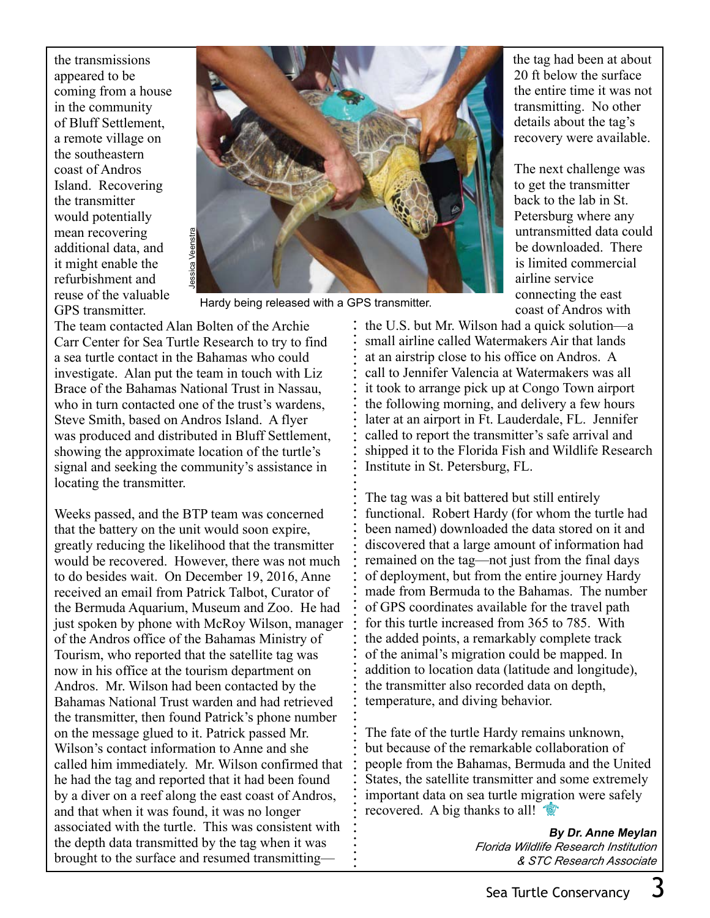the transmissions appeared to be coming from a house in the community of Bluff Settlement, a remote village on the southeastern coast of Andros Island. Recovering the transmitter would potentially mean recovering additional data, and it might enable the refurbishment and reuse of the valuable GPS transmitter.

Hardy being released with a GPS transmitter.

The team contacted Alan Bolten of the Archie Carr Center for Sea Turtle Research to try to find a sea turtle contact in the Bahamas who could investigate. Alan put the team in touch with Liz Brace of the Bahamas National Trust in Nassau, who in turn contacted one of the trust's wardens, Steve Smith, based on Andros Island. A flyer was produced and distributed in Bluff Settlement, showing the approximate location of the turtle's signal and seeking the community's assistance in locating the transmitter.

Weeks passed, and the BTP team was concerned that the battery on the unit would soon expire, greatly reducing the likelihood that the transmitter would be recovered. However, there was not much to do besides wait. On December 19, 2016, Anne received an email from Patrick Talbot, Curator of the Bermuda Aquarium, Museum and Zoo. He had just spoken by phone with McRoy Wilson, manager of the Andros office of the Bahamas Ministry of Tourism, who reported that the satellite tag was now in his office at the tourism department on Andros. Mr. Wilson had been contacted by the Bahamas National Trust warden and had retrieved the transmitter, then found Patrick's phone number on the message glued to it. Patrick passed Mr. Wilson's contact information to Anne and she called him immediately. Mr. Wilson confirmed that he had the tag and reported that it had been found by a diver on a reef along the east coast of Andros, and that when it was found, it was no longer associated with the turtle. This was consistent with the depth data transmitted by the tag when it was brought to the surface and resumed transmitting—the tag had been at about 20 ft below the surface the entire time it was not transmitting. No other details about the tag's recovery were available.

The next challenge was to get the transmitter back to the lab in St. Petersburg where any untransmitted data could be downloaded. There is limited commercial airline service connecting the east coast of Andros with the U.S. but Mr. Wilson had a quick solution—a small airline called Watermakers Air that lands at an airstrip close to his office on Andros. A call to Jennifer Valencia at Watermakers was all it took to arrange pick up at Congo Town airport the following morning, and delivery a few hours later at an airport in Ft. Lauderdale, FL. Jennifer called to report the transmitter's safe arrival and shipped it to the Florida Fish and Wildlife Research Institute in St. Petersburg, FL.

The tag was a bit battered but still entirely functional. Robert Hardy (for whom the turtle had been named) downloaded the data stored on it and discovered that a large amount of information had remained on the tag—not just from the final days of deployment, but from the entire journey Hardy made from Bermuda to the Bahamas. The number of GPS coordinates available for the travel path for this turtle increased from 365 to 785. With the added points, a remarkably complete track of the animal's migration could be mapped. In addition to location data (latitude and longitude), the transmitter also recorded data on depth, temperature, and diving behavior.

The fate of the turtle Hardy remains unknown, but because of the remarkable collaboration of people from the Bahamas, Bermuda and the United States, the satellite transmitter and some extremely important data on sea turtle migration were safely recovered. A big thanks to all!

***By Dr. Anne Meylan***
*Florida Wildlife Research Institution & STC Research Associate*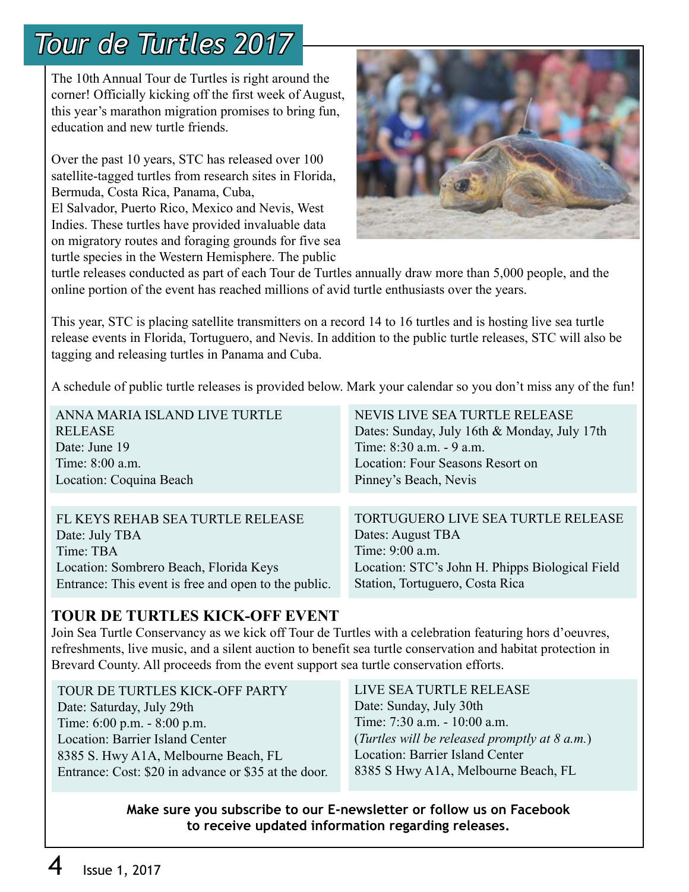# Tour de Turtles 2017

The 10th Annual Tour de Turtles is right around the corner! Officially kicking off the first week of August, this year's marathon migration promises to bring fun, education and new turtle friends.

Over the past 10 years, STC has released over 100 satellite-tagged turtles from research sites in Florida, Bermuda, Costa Rica, Panama, Cuba, El Salvador, Puerto Rico, Mexico and Nevis, West Indies. These turtles have provided invaluable data on migratory routes and foraging grounds for five sea turtle species in the Western Hemisphere. The public turtle releases conducted as part of each Tour de Turtles annually draw more than 5,000 people, and the online portion of the event has reached millions of avid turtle enthusiasts over the years.

This year, STC is placing satellite transmitters on a record 14 to 16 turtles and is hosting live sea turtle release events in Florida, Tortuguero, and Nevis. In addition to the public turtle releases, STC will also be tagging and releasing turtles in Panama and Cuba.

A schedule of public turtle releases is provided below. Mark your calendar so you don't miss any of the fun!

ANNA MARIA ISLAND LIVE TURTLE RELEASE
Date: June 19
Time: 8:00 a.m.
Location: Coquina Beach

NEVIS LIVE SEA TURTLE RELEASE
Dates: Sunday, July 16th & Monday, July 17th
Time: 8:30 a.m. - 9 a.m.
Location: Four Seasons Resort on Pinney's Beach, Nevis

FL KEYS REHAB SEA TURTLE RELEASE
Date: July TBA
Time: TBA
Location: Sombrero Beach, Florida Keys
Entrance: This event is free and open to the public.

TORTUGUERO LIVE SEA TURTLE RELEASE
Dates: August TBA
Time: 9:00 a.m.
Location: STC's John H. Phipps Biological Field Station, Tortuguero, Costa Rica

## TOUR DE TURTLES KICK-OFF EVENT

Join Sea Turtle Conservancy as we kick off Tour de Turtles with a celebration featuring hors d'oeuvres, refreshments, live music, and a silent auction to benefit sea turtle conservation and habitat protection in Brevard County. All proceeds from the event support sea turtle conservation efforts.

TOUR DE TURTLES KICK-OFF PARTY
Date: Saturday, July 29th
Time: 6:00 p.m. - 8:00 p.m.
Location: Barrier Island Center
8385 S. Hwy A1A, Melbourne Beach, FL
Entrance: Cost: $20 in advance or $35 at the door.

LIVE SEA TURTLE RELEASE
Date: Sunday, July 30th
Time: 7:30 a.m. - 10:00 a.m.
(*Turtles will be released promptly at 8 a.m.*)
Location: Barrier Island Center
8385 S Hwy A1A, Melbourne Beach, FL

**Make sure you subscribe to our E-newsletter or follow us on Facebook to receive updated information regarding releases.**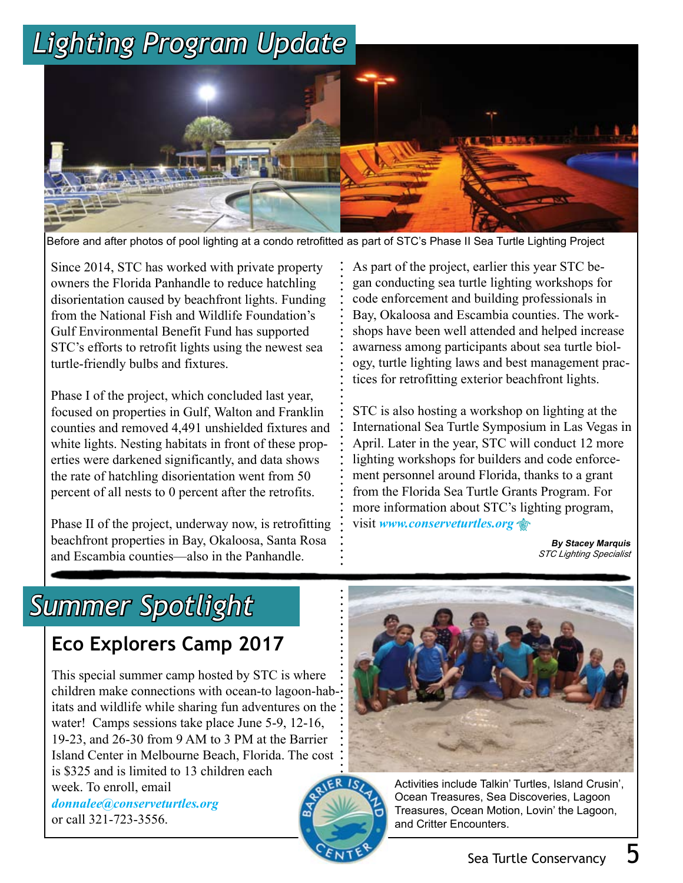# Lighting Program Update

Before and after photos of pool lighting at a condo retrofitted as part of STC's Phase II Sea Turtle Lighting Project

Since 2014, STC has worked with private property owners the Florida Panhandle to reduce hatchling disorientation caused by beachfront lights. Funding from the National Fish and Wildlife Foundation's Gulf Environmental Benefit Fund has supported STC's efforts to retrofit lights using the newest sea turtle-friendly bulbs and fixtures.

Phase I of the project, which concluded last year, focused on properties in Gulf, Walton and Franklin counties and removed 4,491 unshielded fixtures and white lights. Nesting habitats in front of these properties were darkened significantly, and data shows the rate of hatchling disorientation went from 50 percent of all nests to 0 percent after the retrofits.

Phase II of the project, underway now, is retrofitting beachfront properties in Bay, Okaloosa, Santa Rosa and Escambia counties—also in the Panhandle.

As part of the project, earlier this year STC began conducting sea turtle lighting workshops for code enforcement and building professionals in Bay, Okaloosa and Escambia counties. The workshops have been well attended and helped increase awarness among participants about sea turtle biology, turtle lighting laws and best management practices for retrofitting exterior beachfront lights.

STC is also hosting a workshop on lighting at the International Sea Turtle Symposium in Las Vegas in April. Later in the year, STC will conduct 12 more lighting workshops for builders and code enforcement personnel around Florida, thanks to a grant from the Florida Sea Turtle Grants Program. For more information about STC's lighting program, visit ***www.conserveturtles.org***

***By Stacey Marquis***
*STC Lighting Specialist*

# Summer Spotlight

## Eco Explorers Camp 2017

This special summer camp hosted by STC is where children make connections with ocean-to lagoon-habitats and wildlife while sharing fun adventures on the water! Camps sessions take place June 5-9, 12-16, 19-23, and 26-30 from 9 AM to 3 PM at the Barrier Island Center in Melbourne Beach, Florida. The cost is $325 and is limited to 13 children each week. To enroll, email ***donnalee@conserveturtles.org*** or call 321-723-3556.

Activities include Talkin' Turtles, Island Crusin', Ocean Treasures, Sea Discoveries, Lagoon Treasures, Ocean Motion, Lovin' the Lagoon, and Critter Encounters.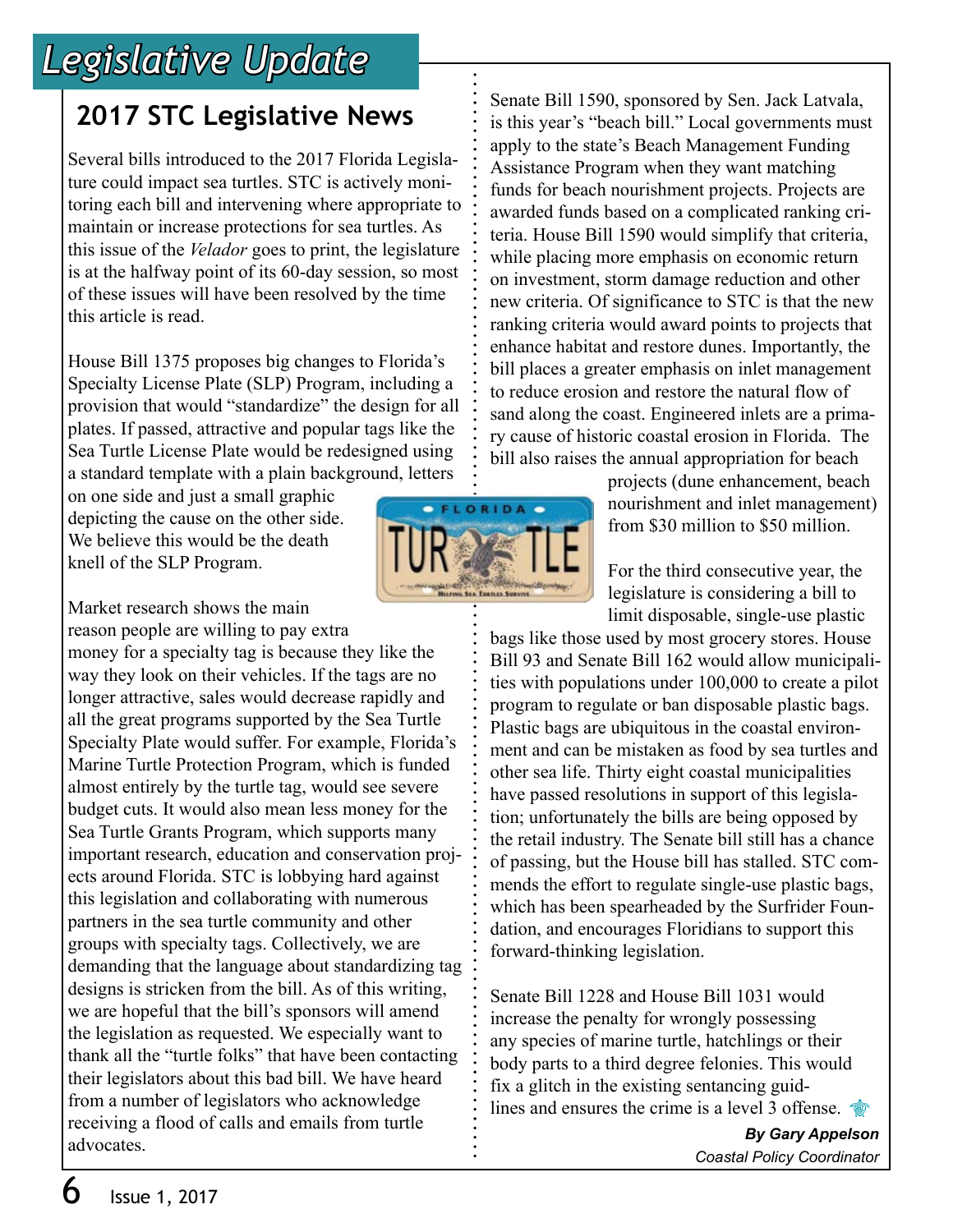# Legislative Update

## 2017 STC Legislative News

Several bills introduced to the 2017 Florida Legislature could impact sea turtles. STC is actively monitoring each bill and intervening where appropriate to maintain or increase protections for sea turtles. As this issue of the *Velador* goes to print, the legislature is at the halfway point of its 60-day session, so most of these issues will have been resolved by the time this article is read.

House Bill 1375 proposes big changes to Florida's Specialty License Plate (SLP) Program, including a provision that would "standardize" the design for all plates. If passed, attractive and popular tags like the Sea Turtle License Plate would be redesigned using a standard template with a plain background, letters on one side and just a small graphic depicting the cause on the other side. We believe this would be the death knell of the SLP Program.

Market research shows the main reason people are willing to pay extra money for a specialty tag is because they like the way they look on their vehicles. If the tags are no longer attractive, sales would decrease rapidly and all the great programs supported by the Sea Turtle Specialty Plate would suffer. For example, Florida's Marine Turtle Protection Program, which is funded almost entirely by the turtle tag, would see severe budget cuts. It would also mean less money for the Sea Turtle Grants Program, which supports many important research, education and conservation projects around Florida. STC is lobbying hard against this legislation and collaborating with numerous partners in the sea turtle community and other groups with specialty tags. Collectively, we are demanding that the language about standardizing tag designs is stricken from the bill. As of this writing, we are hopeful that the bill's sponsors will amend the legislation as requested. We especially want to thank all the "turtle folks" that have been contacting their legislators about this bad bill. We have heard from a number of legislators who acknowledge receiving a flood of calls and emails from turtle advocates.

Senate Bill 1590, sponsored by Sen. Jack Latvala, is this year's "beach bill." Local governments must apply to the state's Beach Management Funding Assistance Program when they want matching funds for beach nourishment projects. Projects are awarded funds based on a complicated ranking criteria. House Bill 1590 would simplify that criteria, while placing more emphasis on economic return on investment, storm damage reduction and other new criteria. Of significance to STC is that the new ranking criteria would award points to projects that enhance habitat and restore dunes. Importantly, the bill places a greater emphasis on inlet management to reduce erosion and restore the natural flow of sand along the coast. Engineered inlets are a primary cause of historic coastal erosion in Florida. The bill also raises the annual appropriation for beach projects (dune enhancement, beach nourishment and inlet management) from $30 million to $50 million.

For the third consecutive year, the legislature is considering a bill to limit disposable, single-use plastic bags like those used by most grocery stores. House Bill 93 and Senate Bill 162 would allow municipalities with populations under 100,000 to create a pilot program to regulate or ban disposable plastic bags. Plastic bags are ubiquitous in the coastal environment and can be mistaken as food by sea turtles and other sea life. Thirty eight coastal municipalities have passed resolutions in support of this legislation; unfortunately the bills are being opposed by the retail industry. The Senate bill still has a chance of passing, but the House bill has stalled. STC commends the effort to regulate single-use plastic bags, which has been spearheaded by the Surfrider Foundation, and encourages Floridians to support this forward-thinking legislation.

Senate Bill 1228 and House Bill 1031 would increase the penalty for wrongly possessing any species of marine turtle, hatchlings or their body parts to a third degree felonies. This would fix a glitch in the existing sentancing guidlines and ensures the crime is a level 3 offense.

***By Gary Appelson***
*Coastal Policy Coordinator*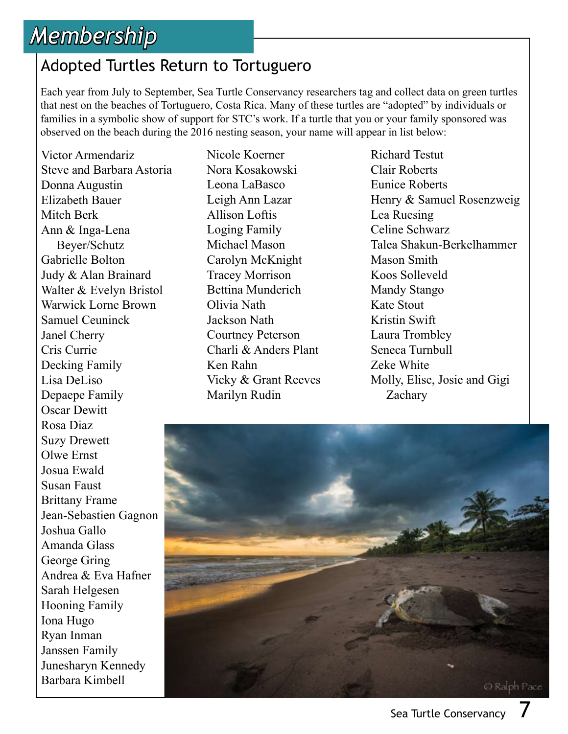# Membership

## Adopted Turtles Return to Tortuguero

Each year from July to September, Sea Turtle Conservancy researchers tag and collect data on green turtles that nest on the beaches of Tortuguero, Costa Rica. Many of these turtles are "adopted" by individuals or families in a symbolic show of support for STC's work. If a turtle that you or your family sponsored was observed on the beach during the 2016 nesting season, your name will appear in list below:

Victor Armendariz
Steve and Barbara Astoria
Donna Augustin
Elizabeth Bauer
Mitch Berk
Ann & Inga-Lena Beyer/Schutz
Gabrielle Bolton
Judy & Alan Brainard
Walter & Evelyn Bristol
Warwick Lorne Brown
Samuel Ceuninck
Janel Cherry
Cris Currie
Decking Family
Lisa DeLiso
Depaepe Family
Oscar Dewitt
Rosa Diaz
Suzy Drewett
Olwe Ernst
Josua Ewald
Susan Faust
Brittany Frame
Jean-Sebastien Gagnon
Joshua Gallo
Amanda Glass
George Gring
Andrea & Eva Hafner
Sarah Helgesen
Hooning Family
Iona Hugo
Ryan Inman
Janssen Family
Junesharyn Kennedy
Barbara Kimbell
Nicole Koerner
Nora Kosakowski
Leona LaBasco
Leigh Ann Lazar
Allison Loftis
Loging Family
Michael Mason
Carolyn McKnight
Tracey Morrison
Bettina Munderich
Olivia Nath
Jackson Nath
Courtney Peterson
Charli & Anders Plant
Ken Rahn
Vicky & Grant Reeves
Marilyn Rudin
Richard Testut
Clair Roberts
Eunice Roberts
Henry & Samuel Rosenzweig
Lea Ruesing
Celine Schwarz
Talea Shakun-Berkelhammer
Mason Smith
Koos Solleveld
Mandy Stango
Kate Stout
Kristin Swift
Laura Trombley
Seneca Turnbull
Zeke White
Molly, Elise, Josie and Gigi Zachary

© Ralph Pace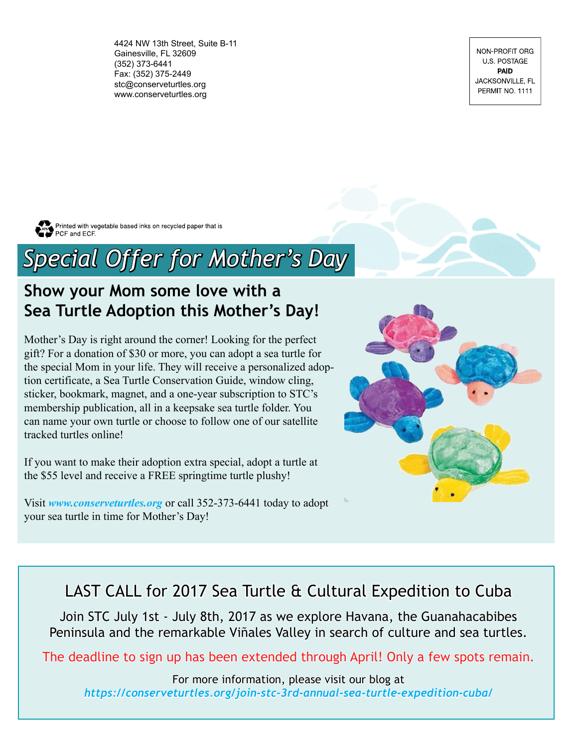4424 NW 13th Street, Suite B-11
Gainesville, FL 32609
(352) 373-6441
Fax: (352) 375-2449
stc@conserveturtles.org
www.conserveturtles.org

NON-PROFIT ORG
U.S. POSTAGE
**PAID**
JACKSONVILLE, FL
PERMIT NO. 1111

Printed with vegetable based inks on recycled paper that is PCF and ECF.

# Special Offer for Mother's Day

## Show your Mom some love with a Sea Turtle Adoption this Mother's Day!

Mother's Day is right around the corner! Looking for the perfect gift? For a donation of $30 or more, you can adopt a sea turtle for the special Mom in your life. They will receive a personalized adoption certificate, a Sea Turtle Conservation Guide, window cling, sticker, bookmark, magnet, and a one-year subscription to STC's membership publication, all in a keepsake sea turtle folder. You can name your own turtle or choose to follow one of our satellite tracked turtles online!

If you want to make their adoption extra special, adopt a turtle at the $55 level and receive a FREE springtime turtle plushy!

Visit ***www.conserveturtles.org*** or call 352-373-6441 today to adopt your sea turtle in time for Mother's Day!

## LAST CALL for 2017 Sea Turtle & Cultural Expedition to Cuba

Join STC July 1st - July 8th, 2017 as we explore Havana, the Guanahacabibes Peninsula and the remarkable Viñales Valley in search of culture and sea turtles.

The deadline to sign up has been extended through April! Only a few spots remain.

For more information, please visit our blog at
*https://conserveturtles.org/join-stc-3rd-annual-sea-turtle-expedition-cuba/*